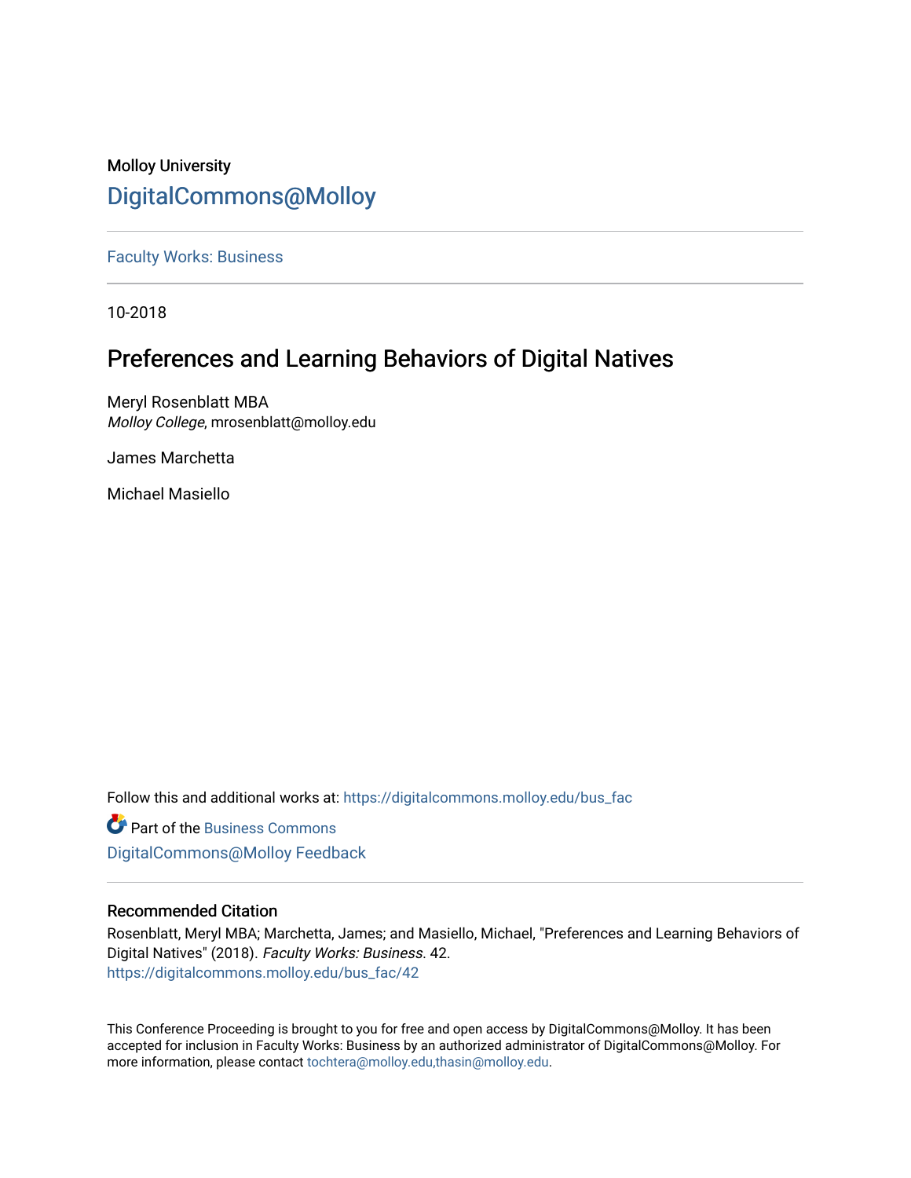Molloy University

# DigitalCommons@Molloy

Faculty Works: Business

---

10-2018

## Preferences and Learning Behaviors of Digital Natives

Meryl Rosenblatt MBA
*Molloy College*, mrosenblatt@molloy.edu

James Marchetta

Michael Masiello

Follow this and additional works at: https://digitalcommons.molloy.edu/bus_fac

Part of the Business Commons

DigitalCommons@Molloy Feedback

---

### Recommended Citation

Rosenblatt, Meryl MBA; Marchetta, James; and Masiello, Michael, "Preferences and Learning Behaviors of Digital Natives" (2018). *Faculty Works: Business*. 42.
https://digitalcommons.molloy.edu/bus_fac/42

---

This Conference Proceeding is brought to you for free and open access by DigitalCommons@Molloy. It has been accepted for inclusion in Faculty Works: Business by an authorized administrator of DigitalCommons@Molloy. For more information, please contact tochtera@molloy.edu,thasin@molloy.edu.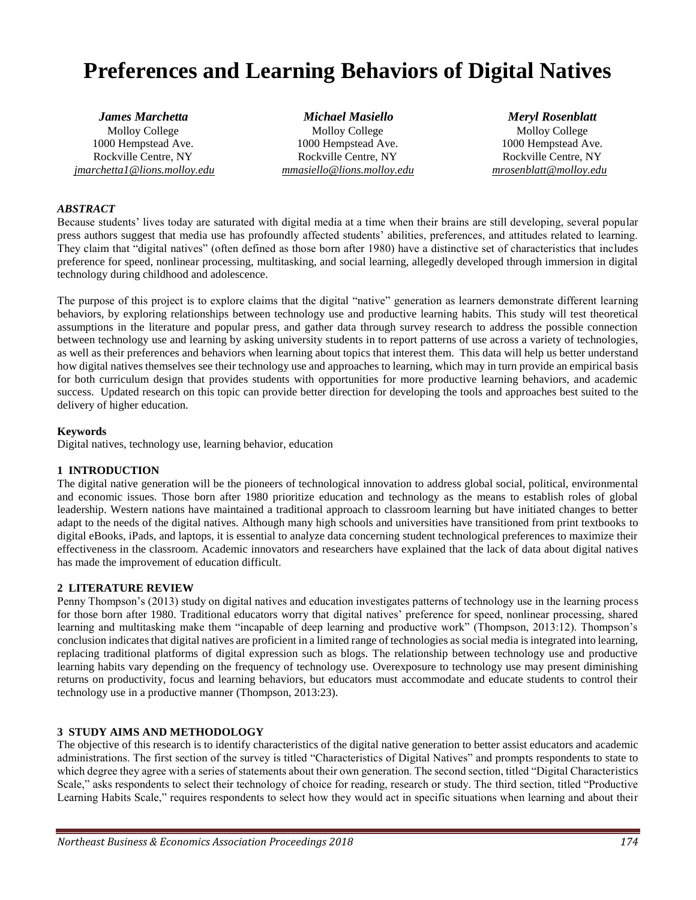# Preferences and Learning Behaviors of Digital Natives

***James Marchetta***
Molloy College
1000 Hempstead Ave.
Rockville Centre, NY
*jmarchetta1@lions.molloy.edu*

***Michael Masiello***
Molloy College
1000 Hempstead Ave.
Rockville Centre, NY
*mmasiello@lions.molloy.edu*

***Meryl Rosenblatt***
Molloy College
1000 Hempstead Ave.
Rockville Centre, NY
*mrosenblatt@molloy.edu*

### *ABSTRACT*

Because students' lives today are saturated with digital media at a time when their brains are still developing, several popular press authors suggest that media use has profoundly affected students' abilities, preferences, and attitudes related to learning. They claim that "digital natives" (often defined as those born after 1980) have a distinctive set of characteristics that includes preference for speed, nonlinear processing, multitasking, and social learning, allegedly developed through immersion in digital technology during childhood and adolescence.

The purpose of this project is to explore claims that the digital "native" generation as learners demonstrate different learning behaviors, by exploring relationships between technology use and productive learning habits. This study will test theoretical assumptions in the literature and popular press, and gather data through survey research to address the possible connection between technology use and learning by asking university students in to report patterns of use across a variety of technologies, as well as their preferences and behaviors when learning about topics that interest them. This data will help us better understand how digital natives themselves see their technology use and approaches to learning, which may in turn provide an empirical basis for both curriculum design that provides students with opportunities for more productive learning behaviors, and academic success. Updated research on this topic can provide better direction for developing the tools and approaches best suited to the delivery of higher education.

### Keywords

Digital natives, technology use, learning behavior, education

## 1 INTRODUCTION

The digital native generation will be the pioneers of technological innovation to address global social, political, environmental and economic issues. Those born after 1980 prioritize education and technology as the means to establish roles of global leadership. Western nations have maintained a traditional approach to classroom learning but have initiated changes to better adapt to the needs of the digital natives. Although many high schools and universities have transitioned from print textbooks to digital eBooks, iPads, and laptops, it is essential to analyze data concerning student technological preferences to maximize their effectiveness in the classroom. Academic innovators and researchers have explained that the lack of data about digital natives has made the improvement of education difficult.

## 2 LITERATURE REVIEW

Penny Thompson's (2013) study on digital natives and education investigates patterns of technology use in the learning process for those born after 1980. Traditional educators worry that digital natives' preference for speed, nonlinear processing, shared learning and multitasking make them "incapable of deep learning and productive work" (Thompson, 2013:12). Thompson's conclusion indicates that digital natives are proficient in a limited range of technologies as social media is integrated into learning, replacing traditional platforms of digital expression such as blogs. The relationship between technology use and productive learning habits vary depending on the frequency of technology use. Overexposure to technology use may present diminishing returns on productivity, focus and learning behaviors, but educators must accommodate and educate students to control their technology use in a productive manner (Thompson, 2013:23).

## 3 STUDY AIMS AND METHODOLOGY

The objective of this research is to identify characteristics of the digital native generation to better assist educators and academic administrations. The first section of the survey is titled "Characteristics of Digital Natives" and prompts respondents to state to which degree they agree with a series of statements about their own generation. The second section, titled "Digital Characteristics Scale," asks respondents to select their technology of choice for reading, research or study. The third section, titled "Productive Learning Habits Scale," requires respondents to select how they would act in specific situations when learning and about their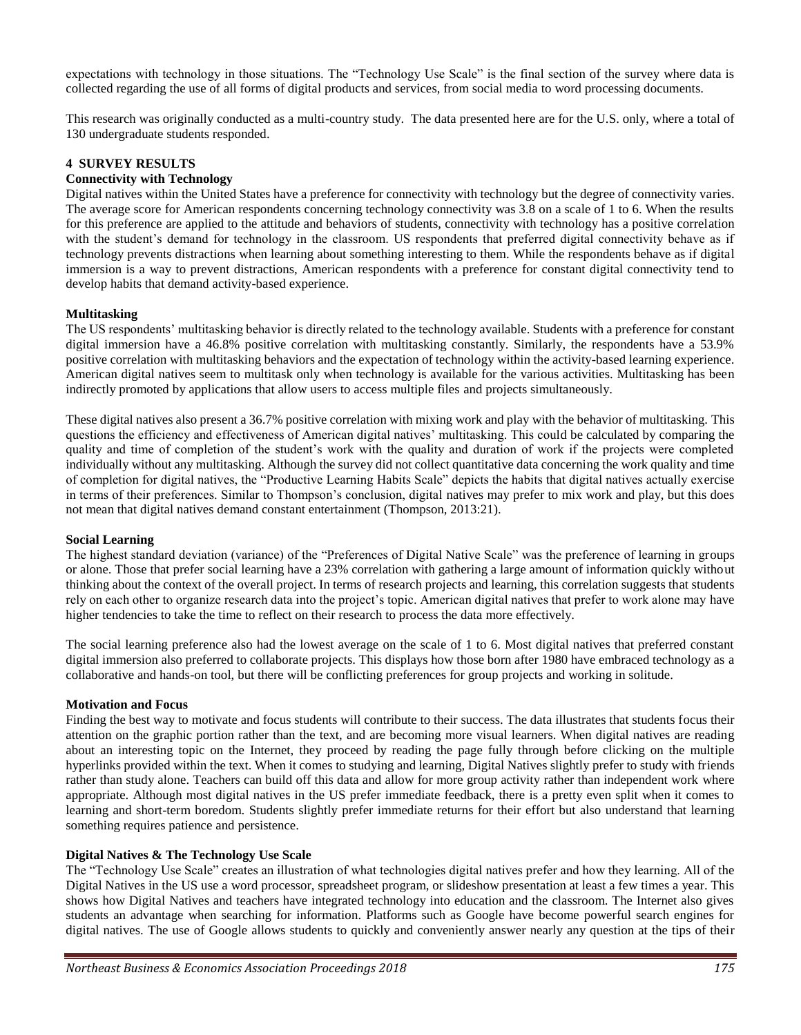expectations with technology in those situations. The "Technology Use Scale" is the final section of the survey where data is collected regarding the use of all forms of digital products and services, from social media to word processing documents.

This research was originally conducted as a multi-country study. The data presented here are for the U.S. only, where a total of 130 undergraduate students responded.

## 4 SURVEY RESULTS

### Connectivity with Technology

Digital natives within the United States have a preference for connectivity with technology but the degree of connectivity varies. The average score for American respondents concerning technology connectivity was 3.8 on a scale of 1 to 6. When the results for this preference are applied to the attitude and behaviors of students, connectivity with technology has a positive correlation with the student's demand for technology in the classroom. US respondents that preferred digital connectivity behave as if technology prevents distractions when learning about something interesting to them. While the respondents behave as if digital immersion is a way to prevent distractions, American respondents with a preference for constant digital connectivity tend to develop habits that demand activity-based experience.

### Multitasking

The US respondents' multitasking behavior is directly related to the technology available. Students with a preference for constant digital immersion have a 46.8% positive correlation with multitasking constantly. Similarly, the respondents have a 53.9% positive correlation with multitasking behaviors and the expectation of technology within the activity-based learning experience. American digital natives seem to multitask only when technology is available for the various activities. Multitasking has been indirectly promoted by applications that allow users to access multiple files and projects simultaneously.

These digital natives also present a 36.7% positive correlation with mixing work and play with the behavior of multitasking. This questions the efficiency and effectiveness of American digital natives' multitasking. This could be calculated by comparing the quality and time of completion of the student's work with the quality and duration of work if the projects were completed individually without any multitasking. Although the survey did not collect quantitative data concerning the work quality and time of completion for digital natives, the "Productive Learning Habits Scale" depicts the habits that digital natives actually exercise in terms of their preferences. Similar to Thompson's conclusion, digital natives may prefer to mix work and play, but this does not mean that digital natives demand constant entertainment (Thompson, 2013:21).

### Social Learning

The highest standard deviation (variance) of the "Preferences of Digital Native Scale" was the preference of learning in groups or alone. Those that prefer social learning have a 23% correlation with gathering a large amount of information quickly without thinking about the context of the overall project. In terms of research projects and learning, this correlation suggests that students rely on each other to organize research data into the project's topic. American digital natives that prefer to work alone may have higher tendencies to take the time to reflect on their research to process the data more effectively.

The social learning preference also had the lowest average on the scale of 1 to 6. Most digital natives that preferred constant digital immersion also preferred to collaborate projects. This displays how those born after 1980 have embraced technology as a collaborative and hands-on tool, but there will be conflicting preferences for group projects and working in solitude.

### Motivation and Focus

Finding the best way to motivate and focus students will contribute to their success. The data illustrates that students focus their attention on the graphic portion rather than the text, and are becoming more visual learners. When digital natives are reading about an interesting topic on the Internet, they proceed by reading the page fully through before clicking on the multiple hyperlinks provided within the text. When it comes to studying and learning, Digital Natives slightly prefer to study with friends rather than study alone. Teachers can build off this data and allow for more group activity rather than independent work where appropriate. Although most digital natives in the US prefer immediate feedback, there is a pretty even split when it comes to learning and short-term boredom. Students slightly prefer immediate returns for their effort but also understand that learning something requires patience and persistence.

### Digital Natives & The Technology Use Scale

The "Technology Use Scale" creates an illustration of what technologies digital natives prefer and how they learning. All of the Digital Natives in the US use a word processor, spreadsheet program, or slideshow presentation at least a few times a year. This shows how Digital Natives and teachers have integrated technology into education and the classroom. The Internet also gives students an advantage when searching for information. Platforms such as Google have become powerful search engines for digital natives. The use of Google allows students to quickly and conveniently answer nearly any question at the tips of their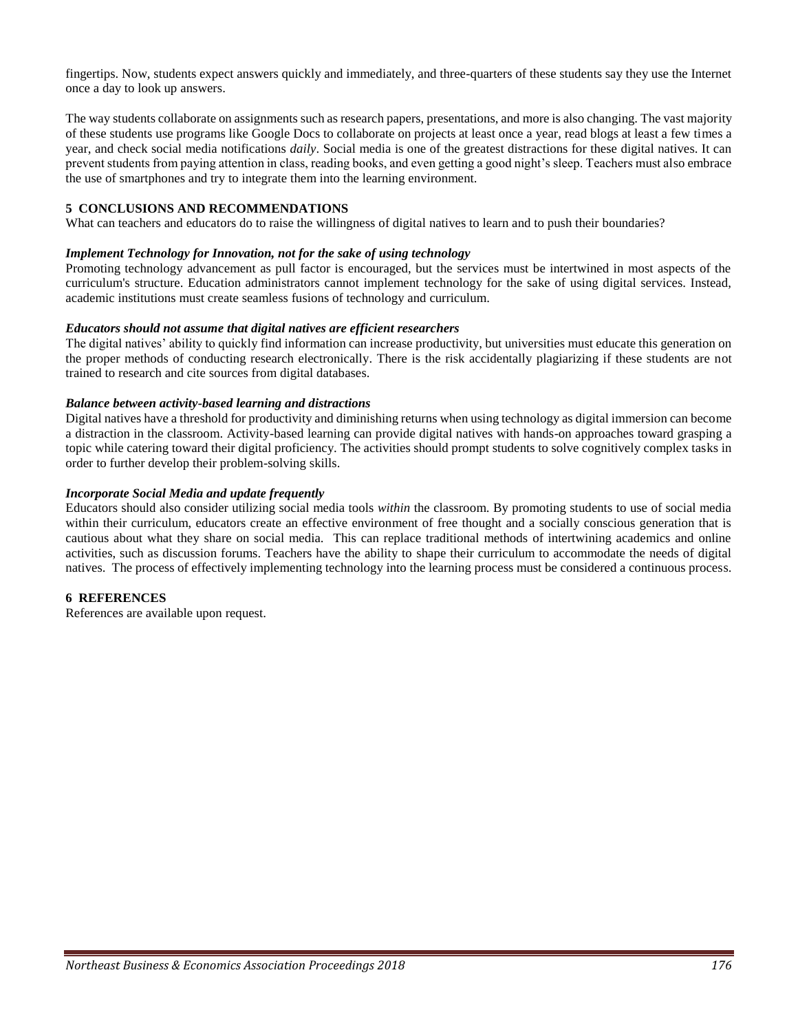fingertips. Now, students expect answers quickly and immediately, and three-quarters of these students say they use the Internet once a day to look up answers.

The way students collaborate on assignments such as research papers, presentations, and more is also changing. The vast majority of these students use programs like Google Docs to collaborate on projects at least once a year, read blogs at least a few times a year, and check social media notifications *daily*. Social media is one of the greatest distractions for these digital natives. It can prevent students from paying attention in class, reading books, and even getting a good night's sleep. Teachers must also embrace the use of smartphones and try to integrate them into the learning environment.

## 5 CONCLUSIONS AND RECOMMENDATIONS

What can teachers and educators do to raise the willingness of digital natives to learn and to push their boundaries?

### *Implement Technology for Innovation, not for the sake of using technology*

Promoting technology advancement as pull factor is encouraged, but the services must be intertwined in most aspects of the curriculum's structure. Education administrators cannot implement technology for the sake of using digital services. Instead, academic institutions must create seamless fusions of technology and curriculum.

### *Educators should not assume that digital natives are efficient researchers*

The digital natives' ability to quickly find information can increase productivity, but universities must educate this generation on the proper methods of conducting research electronically. There is the risk accidentally plagiarizing if these students are not trained to research and cite sources from digital databases.

### *Balance between activity-based learning and distractions*

Digital natives have a threshold for productivity and diminishing returns when using technology as digital immersion can become a distraction in the classroom. Activity-based learning can provide digital natives with hands-on approaches toward grasping a topic while catering toward their digital proficiency. The activities should prompt students to solve cognitively complex tasks in order to further develop their problem-solving skills.

### *Incorporate Social Media and update frequently*

Educators should also consider utilizing social media tools *within* the classroom. By promoting students to use of social media within their curriculum, educators create an effective environment of free thought and a socially conscious generation that is cautious about what they share on social media. This can replace traditional methods of intertwining academics and online activities, such as discussion forums. Teachers have the ability to shape their curriculum to accommodate the needs of digital natives. The process of effectively implementing technology into the learning process must be considered a continuous process.

## 6 REFERENCES

References are available upon request.